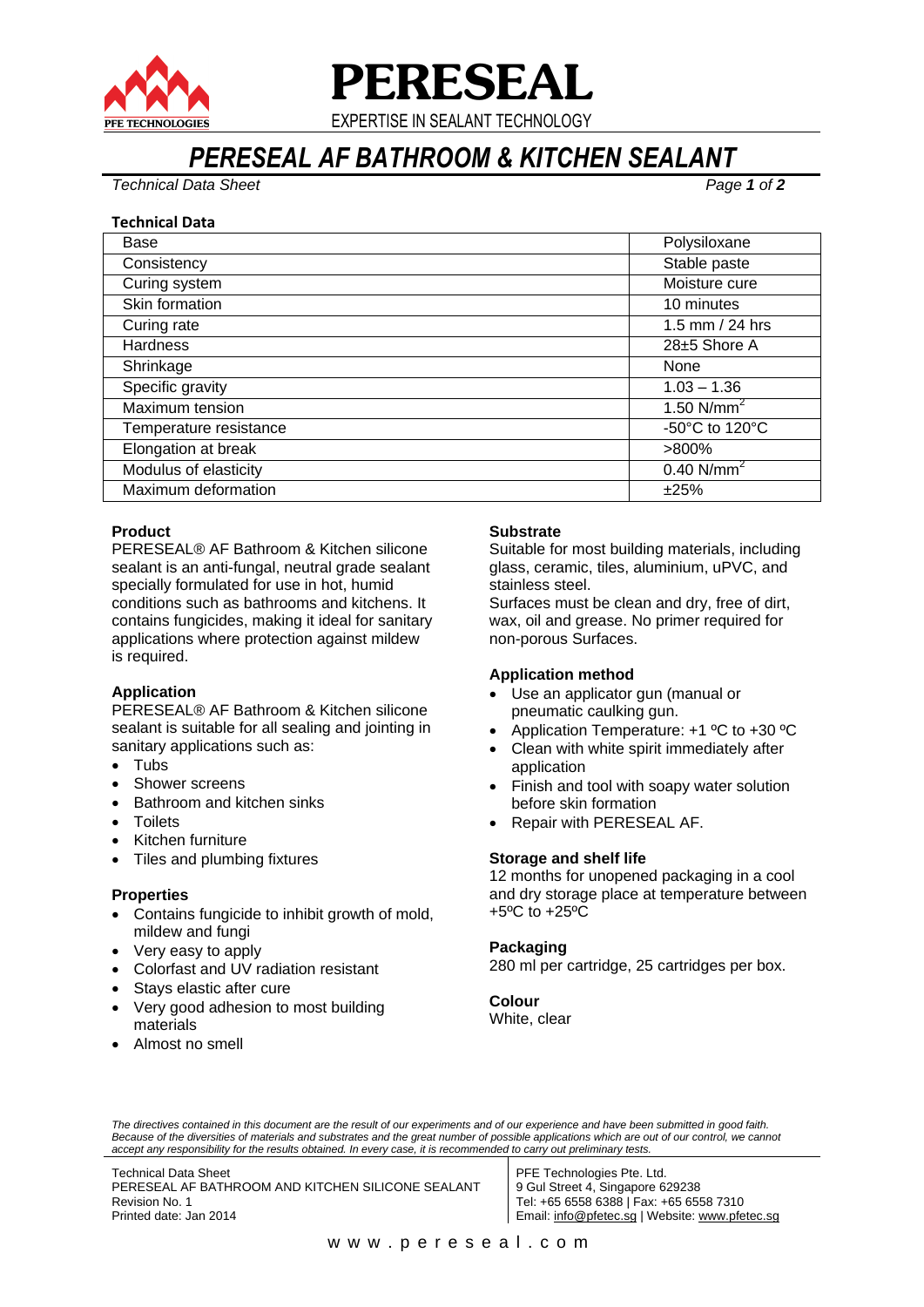# PERESEAL

EXPERTISE IN SEALANT TECHNOLOGY

## *PERESEAL AF BATHROOM & KITCHEN SEALANT*

*Technical Data Sheet*

### Technical Data

| | |
|---|---|
| Base | Polysiloxane |
| Consistency | Stable paste |
| Curing system | Moisture cure |
| Skin formation | 10 minutes |
| Curing rate | 1.5 mm / 24 hrs |
| Hardness | 28±5 Shore A |
| Shrinkage | None |
| Specific gravity | 1.03 – 1.36 |
| Maximum tension | 1.50 $N/mm^2$ |
| Temperature resistance | -50°C to 120°C |
| Elongation at break | >800% |
| Modulus of elasticity | 0.40 $N/mm^2$ |
| Maximum deformation | ±25% |

### Product

PERESEAL® AF Bathroom & Kitchen silicone sealant is an anti-fungal, neutral grade sealant specially formulated for use in hot, humid conditions such as bathrooms and kitchens. It contains fungicides, making it ideal for sanitary applications where protection against mildew is required.

### Application

PERESEAL® AF Bathroom & Kitchen silicone sealant is suitable for all sealing and jointing in sanitary applications such as:

- Tubs
- Shower screens
- Bathroom and kitchen sinks
- Toilets
- Kitchen furniture
- Tiles and plumbing fixtures

### Properties

- Contains fungicide to inhibit growth of mold, mildew and fungi
- Very easy to apply
- Colorfast and UV radiation resistant
- Stays elastic after cure
- Very good adhesion to most building materials
- Almost no smell

### Substrate

Suitable for most building materials, including glass, ceramic, tiles, aluminium, uPVC, and stainless steel.

Surfaces must be clean and dry, free of dirt, wax, oil and grease. No primer required for non-porous Surfaces.

### Application method

- Use an applicator gun (manual or pneumatic caulking gun.
- Application Temperature: +1 ºC to +30 ºC
- Clean with white spirit immediately after application
- Finish and tool with soapy water solution before skin formation
- Repair with PERESEAL AF.

### Storage and shelf life

12 months for unopened packaging in a cool and dry storage place at temperature between +5ºC to +25ºC

### Packaging

280 ml per cartridge, 25 cartridges per box.

### Colour

White, clear

*The directives contained in this document are the result of our experiments and of our experience and have been submitted in good faith. Because of the diversities of materials and substrates and the great number of possible applications which are out of our control, we cannot accept any responsibility for the results obtained. In every case, it is recommended to carry out preliminary tests.*

Technical Data Sheet
PERESEAL AF BATHROOM AND KITCHEN SILICONE SEALANT
Revision No. 1
Printed date: Jan 2014

PFE Technologies Pte. Ltd.
9 Gul Street 4, Singapore 629238
Tel: +65 6558 6388 | Fax: +65 6558 7310
Email: info@pfetec.sg | Website: www.pfetec.sg

www.pereseal.com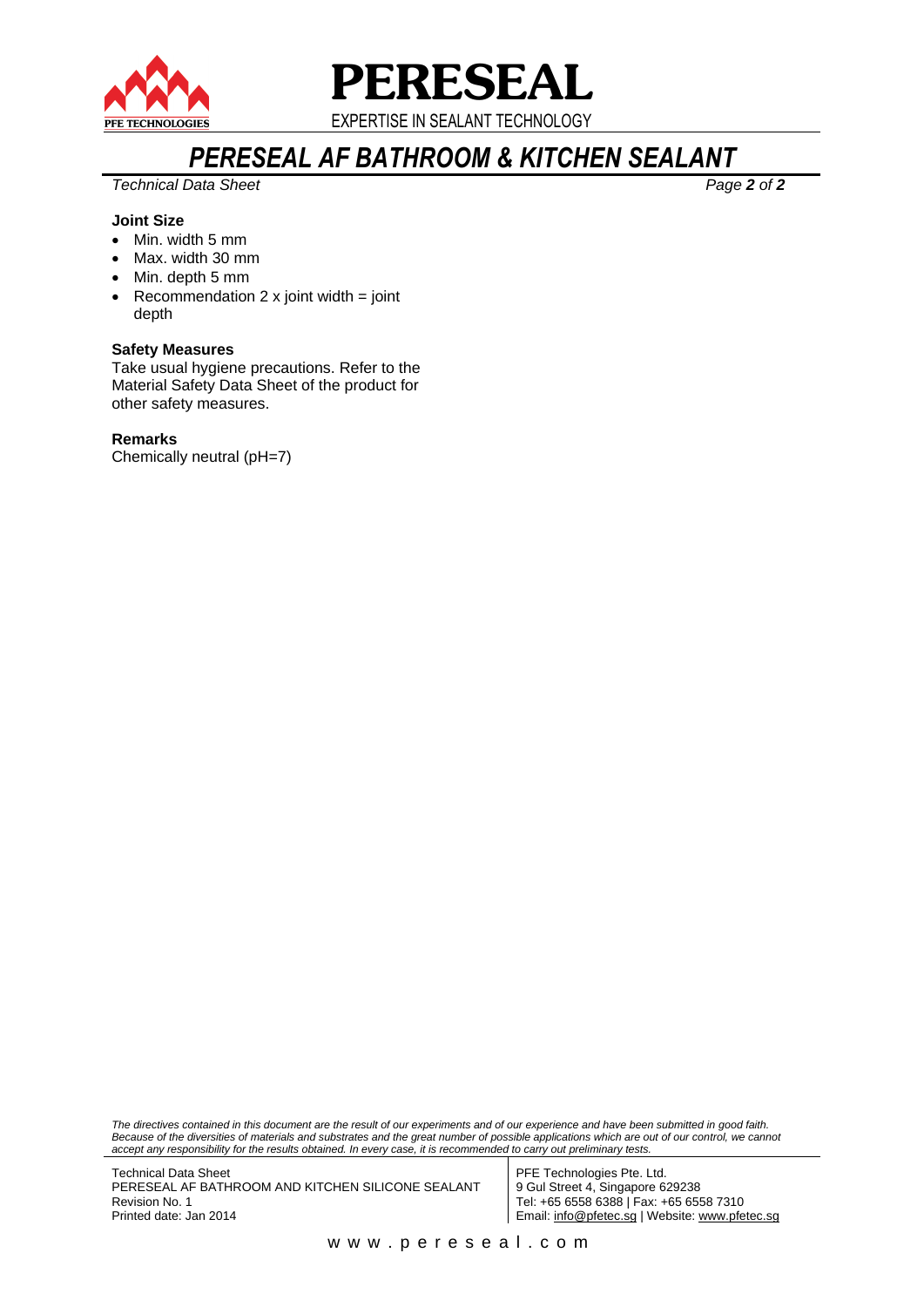**Joint Size**

- Min. width 5 mm
- Max. width 30 mm
- Min. depth 5 mm
- Recommendation 2 x joint width = joint depth

**Safety Measures**

Take usual hygiene precautions. Refer to the Material Safety Data Sheet of the product for other safety measures.

**Remarks**

Chemically neutral (pH=7)

*The directives contained in this document are the result of our experiments and of our experience and have been submitted in good faith. Because of the diversities of materials and substrates and the great number of possible applications which are out of our control, we cannot accept any responsibility for the results obtained. In every case, it is recommended to carry out preliminary tests.*

Technical Data Sheet
PERESEAL AF BATHROOM AND KITCHEN SILICONE SEALANT
Revision No. 1
Printed date: Jan 2014

PFE Technologies Pte. Ltd.
9 Gul Street 4, Singapore 629238
Tel: +65 6558 6388 | Fax: +65 6558 7310
Email: info@pfetec.sg | Website: www.pfetec.sg